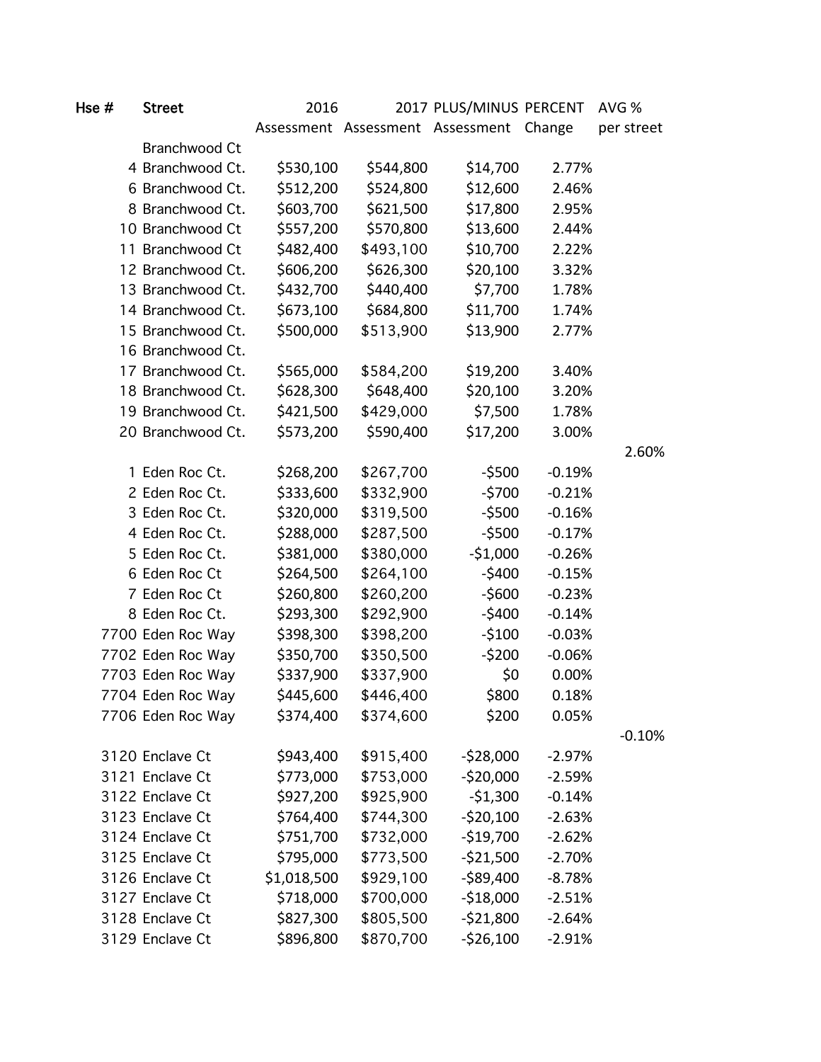| Hse # | Street | 2016 Assessment | 2017 Assessment | PLUS/MINUS Assessment | PERCENT Change | AVG % per street |
|---|---|---|---|---|---|---|
| | Branchwood Ct | | | | | |
| 4 | Branchwood Ct. | $530,100 | $544,800 | $14,700 | 2.77% | |
| 6 | Branchwood Ct. | $512,200 | $524,800 | $12,600 | 2.46% | |
| 8 | Branchwood Ct. | $603,700 | $621,500 | $17,800 | 2.95% | |
| 10 | Branchwood Ct | $557,200 | $570,800 | $13,600 | 2.44% | |
| 11 | Branchwood Ct | $482,400 | $493,100 | $10,700 | 2.22% | |
| 12 | Branchwood Ct. | $606,200 | $626,300 | $20,100 | 3.32% | |
| 13 | Branchwood Ct. | $432,700 | $440,400 | $7,700 | 1.78% | |
| 14 | Branchwood Ct. | $673,100 | $684,800 | $11,700 | 1.74% | |
| 15 | Branchwood Ct. | $500,000 | $513,900 | $13,900 | 2.77% | |
| 16 | Branchwood Ct. | | | | | |
| 17 | Branchwood Ct. | $565,000 | $584,200 | $19,200 | 3.40% | |
| 18 | Branchwood Ct. | $628,300 | $648,400 | $20,100 | 3.20% | |
| 19 | Branchwood Ct. | $421,500 | $429,000 | $7,500 | 1.78% | |
| 20 | Branchwood Ct. | $573,200 | $590,400 | $17,200 | 3.00% | |
| | | | | | | 2.60% |
| 1 | Eden Roc Ct. | $268,200 | $267,700 | -$500 | -0.19% | |
| 2 | Eden Roc Ct. | $333,600 | $332,900 | -$700 | -0.21% | |
| 3 | Eden Roc Ct. | $320,000 | $319,500 | -$500 | -0.16% | |
| 4 | Eden Roc Ct. | $288,000 | $287,500 | -$500 | -0.17% | |
| 5 | Eden Roc Ct. | $381,000 | $380,000 | -$1,000 | -0.26% | |
| 6 | Eden Roc Ct | $264,500 | $264,100 | -$400 | -0.15% | |
| 7 | Eden Roc Ct | $260,800 | $260,200 | -$600 | -0.23% | |
| 8 | Eden Roc Ct. | $293,300 | $292,900 | -$400 | -0.14% | |
| 7700 | Eden Roc Way | $398,300 | $398,200 | -$100 | -0.03% | |
| 7702 | Eden Roc Way | $350,700 | $350,500 | -$200 | -0.06% | |
| 7703 | Eden Roc Way | $337,900 | $337,900 | $0 | 0.00% | |
| 7704 | Eden Roc Way | $445,600 | $446,400 | $800 | 0.18% | |
| 7706 | Eden Roc Way | $374,400 | $374,600 | $200 | 0.05% | |
| | | | | | | -0.10% |
| 3120 | Enclave Ct | $943,400 | $915,400 | -$28,000 | -2.97% | |
| 3121 | Enclave Ct | $773,000 | $753,000 | -$20,000 | -2.59% | |
| 3122 | Enclave Ct | $927,200 | $925,900 | -$1,300 | -0.14% | |
| 3123 | Enclave Ct | $764,400 | $744,300 | -$20,100 | -2.63% | |
| 3124 | Enclave Ct | $751,700 | $732,000 | -$19,700 | -2.62% | |
| 3125 | Enclave Ct | $795,000 | $773,500 | -$21,500 | -2.70% | |
| 3126 | Enclave Ct | $1,018,500 | $929,100 | -$89,400 | -8.78% | |
| 3127 | Enclave Ct | $718,000 | $700,000 | -$18,000 | -2.51% | |
| 3128 | Enclave Ct | $827,300 | $805,500 | -$21,800 | -2.64% | |
| 3129 | Enclave Ct | $896,800 | $870,700 | -$26,100 | -2.91% | |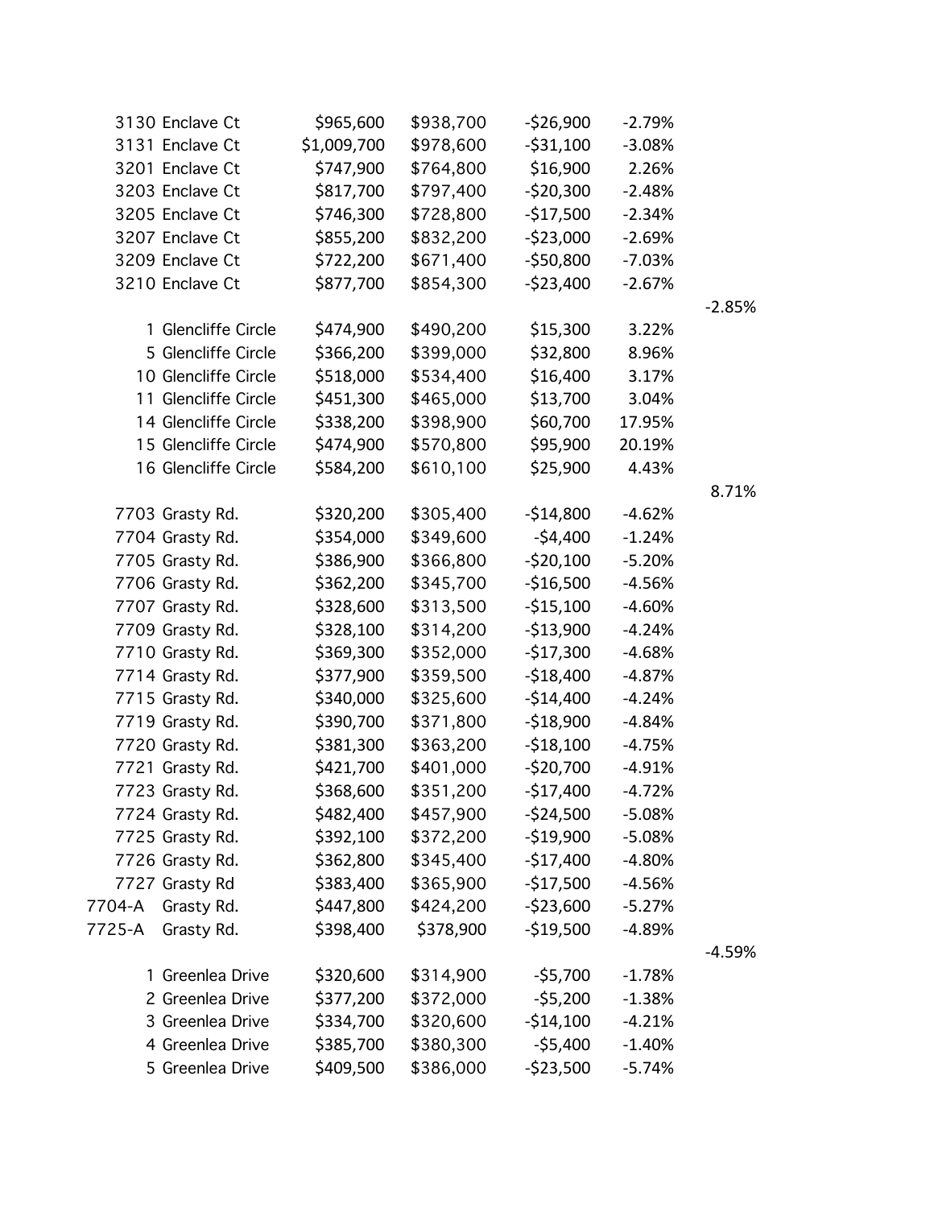| | | | | | | |
|---|---|---|---|---|---|---|
| 3130 | Enclave Ct | $965,600 | $938,700 | -$26,900 | -2.79% | |
| 3131 | Enclave Ct | $1,009,700 | $978,600 | -$31,100 | -3.08% | |
| 3201 | Enclave Ct | $747,900 | $764,800 | $16,900 | 2.26% | |
| 3203 | Enclave Ct | $817,700 | $797,400 | -$20,300 | -2.48% | |
| 3205 | Enclave Ct | $746,300 | $728,800 | -$17,500 | -2.34% | |
| 3207 | Enclave Ct | $855,200 | $832,200 | -$23,000 | -2.69% | |
| 3209 | Enclave Ct | $722,200 | $671,400 | -$50,800 | -7.03% | |
| 3210 | Enclave Ct | $877,700 | $854,300 | -$23,400 | -2.67% | |
| | | | | | | -2.85% |
| 1 | Glencliffe Circle | $474,900 | $490,200 | $15,300 | 3.22% | |
| 5 | Glencliffe Circle | $366,200 | $399,000 | $32,800 | 8.96% | |
| 10 | Glencliffe Circle | $518,000 | $534,400 | $16,400 | 3.17% | |
| 11 | Glencliffe Circle | $451,300 | $465,000 | $13,700 | 3.04% | |
| 14 | Glencliffe Circle | $338,200 | $398,900 | $60,700 | 17.95% | |
| 15 | Glencliffe Circle | $474,900 | $570,800 | $95,900 | 20.19% | |
| 16 | Glencliffe Circle | $584,200 | $610,100 | $25,900 | 4.43% | |
| | | | | | | 8.71% |
| 7703 | Grasty Rd. | $320,200 | $305,400 | -$14,800 | -4.62% | |
| 7704 | Grasty Rd. | $354,000 | $349,600 | -$4,400 | -1.24% | |
| 7705 | Grasty Rd. | $386,900 | $366,800 | -$20,100 | -5.20% | |
| 7706 | Grasty Rd. | $362,200 | $345,700 | -$16,500 | -4.56% | |
| 7707 | Grasty Rd. | $328,600 | $313,500 | -$15,100 | -4.60% | |
| 7709 | Grasty Rd. | $328,100 | $314,200 | -$13,900 | -4.24% | |
| 7710 | Grasty Rd. | $369,300 | $352,000 | -$17,300 | -4.68% | |
| 7714 | Grasty Rd. | $377,900 | $359,500 | -$18,400 | -4.87% | |
| 7715 | Grasty Rd. | $340,000 | $325,600 | -$14,400 | -4.24% | |
| 7719 | Grasty Rd. | $390,700 | $371,800 | -$18,900 | -4.84% | |
| 7720 | Grasty Rd. | $381,300 | $363,200 | -$18,100 | -4.75% | |
| 7721 | Grasty Rd. | $421,700 | $401,000 | -$20,700 | -4.91% | |
| 7723 | Grasty Rd. | $368,600 | $351,200 | -$17,400 | -4.72% | |
| 7724 | Grasty Rd. | $482,400 | $457,900 | -$24,500 | -5.08% | |
| 7725 | Grasty Rd. | $392,100 | $372,200 | -$19,900 | -5.08% | |
| 7726 | Grasty Rd. | $362,800 | $345,400 | -$17,400 | -4.80% | |
| 7727 | Grasty Rd | $383,400 | $365,900 | -$17,500 | -4.56% | |
| 7704-A | Grasty Rd. | $447,800 | $424,200 | -$23,600 | -5.27% | |
| 7725-A | Grasty Rd. | $398,400 | $378,900 | -$19,500 | -4.89% | |
| | | | | | | -4.59% |
| 1 | Greenlea Drive | $320,600 | $314,900 | -$5,700 | -1.78% | |
| 2 | Greenlea Drive | $377,200 | $372,000 | -$5,200 | -1.38% | |
| 3 | Greenlea Drive | $334,700 | $320,600 | -$14,100 | -4.21% | |
| 4 | Greenlea Drive | $385,700 | $380,300 | -$5,400 | -1.40% | |
| 5 | Greenlea Drive | $409,500 | $386,000 | -$23,500 | -5.74% | |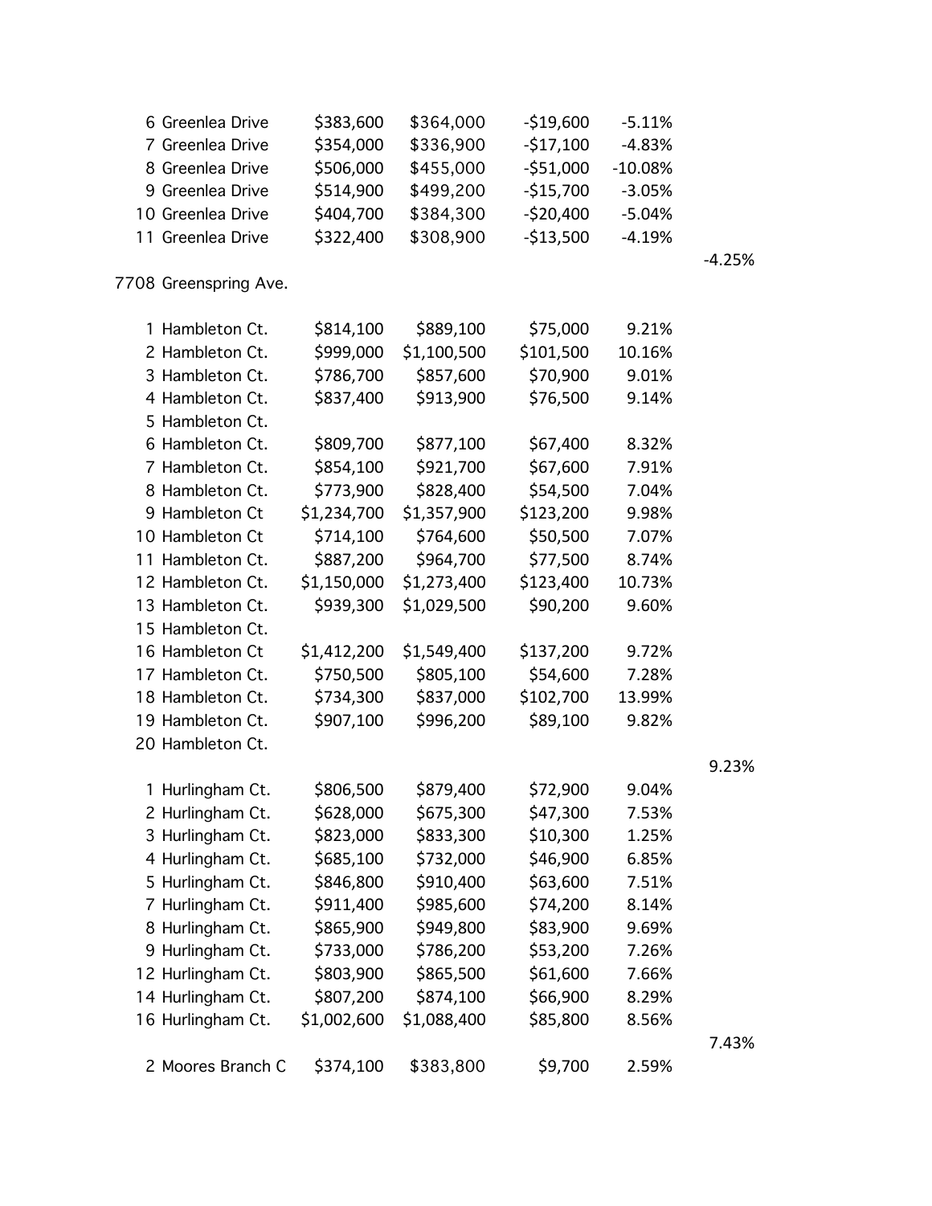| Address | | | | | |
|---|---|---|---|---|---|
| 6 Greenlea Drive | $383,600 | $364,000 | -$19,600 | -5.11% | |
| 7 Greenlea Drive | $354,000 | $336,900 | -$17,100 | -4.83% | |
| 8 Greenlea Drive | $506,000 | $455,000 | -$51,000 | -10.08% | |
| 9 Greenlea Drive | $514,900 | $499,200 | -$15,700 | -3.05% | |
| 10 Greenlea Drive | $404,700 | $384,300 | -$20,400 | -5.04% | |
| 11 Greenlea Drive | $322,400 | $308,900 | -$13,500 | -4.19% | |
| | | | | | -4.25% |
| 7708 Greenspring Ave. | | | | | |
| | | | | | |
| 1 Hambleton Ct. | $814,100 | $889,100 | $75,000 | 9.21% | |
| 2 Hambleton Ct. | $999,000 | $1,100,500 | $101,500 | 10.16% | |
| 3 Hambleton Ct. | $786,700 | $857,600 | $70,900 | 9.01% | |
| 4 Hambleton Ct. | $837,400 | $913,900 | $76,500 | 9.14% | |
| 5 Hambleton Ct. | | | | | |
| 6 Hambleton Ct. | $809,700 | $877,100 | $67,400 | 8.32% | |
| 7 Hambleton Ct. | $854,100 | $921,700 | $67,600 | 7.91% | |
| 8 Hambleton Ct. | $773,900 | $828,400 | $54,500 | 7.04% | |
| 9 Hambleton Ct | $1,234,700 | $1,357,900 | $123,200 | 9.98% | |
| 10 Hambleton Ct | $714,100 | $764,600 | $50,500 | 7.07% | |
| 11 Hambleton Ct. | $887,200 | $964,700 | $77,500 | 8.74% | |
| 12 Hambleton Ct. | $1,150,000 | $1,273,400 | $123,400 | 10.73% | |
| 13 Hambleton Ct. | $939,300 | $1,029,500 | $90,200 | 9.60% | |
| 15 Hambleton Ct. | | | | | |
| 16 Hambleton Ct | $1,412,200 | $1,549,400 | $137,200 | 9.72% | |
| 17 Hambleton Ct. | $750,500 | $805,100 | $54,600 | 7.28% | |
| 18 Hambleton Ct. | $734,300 | $837,000 | $102,700 | 13.99% | |
| 19 Hambleton Ct. | $907,100 | $996,200 | $89,100 | 9.82% | |
| 20 Hambleton Ct. | | | | | |
| | | | | | 9.23% |
| 1 Hurlingham Ct. | $806,500 | $879,400 | $72,900 | 9.04% | |
| 2 Hurlingham Ct. | $628,000 | $675,300 | $47,300 | 7.53% | |
| 3 Hurlingham Ct. | $823,000 | $833,300 | $10,300 | 1.25% | |
| 4 Hurlingham Ct. | $685,100 | $732,000 | $46,900 | 6.85% | |
| 5 Hurlingham Ct. | $846,800 | $910,400 | $63,600 | 7.51% | |
| 7 Hurlingham Ct. | $911,400 | $985,600 | $74,200 | 8.14% | |
| 8 Hurlingham Ct. | $865,900 | $949,800 | $83,900 | 9.69% | |
| 9 Hurlingham Ct. | $733,000 | $786,200 | $53,200 | 7.26% | |
| 12 Hurlingham Ct. | $803,900 | $865,500 | $61,600 | 7.66% | |
| 14 Hurlingham Ct. | $807,200 | $874,100 | $66,900 | 8.29% | |
| 16 Hurlingham Ct. | $1,002,600 | $1,088,400 | $85,800 | 8.56% | |
| | | | | | 7.43% |
| 2 Moores Branch C | $374,100 | $383,800 | $9,700 | 2.59% | |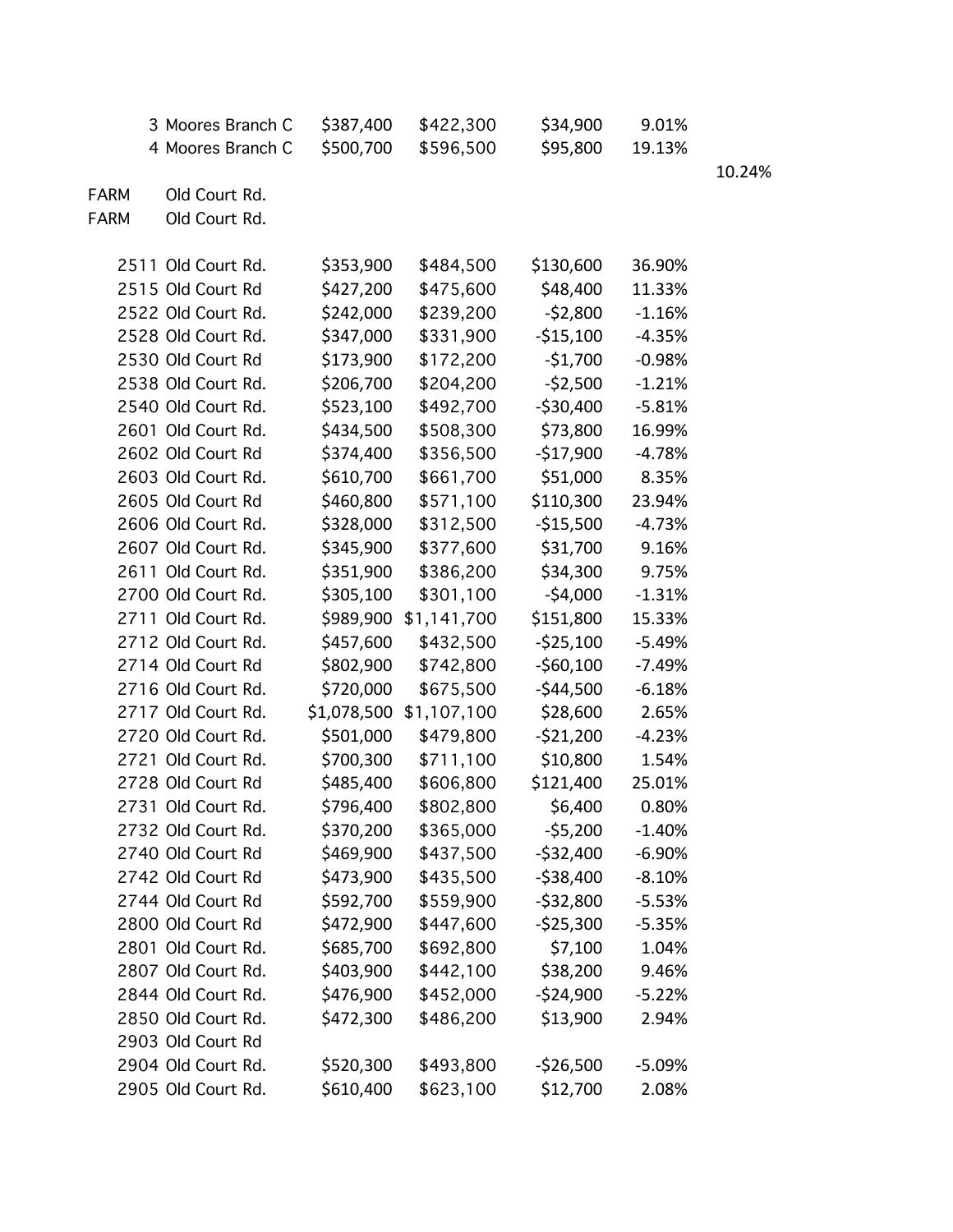| | | | | | | |
|---|---|---|---|---|---|---|
| | 3 Moores Branch C | $387,400 | $422,300 | $34,900 | 9.01% | |
| | 4 Moores Branch C | $500,700 | $596,500 | $95,800 | 19.13% | |
| | | | | | | 10.24% |
| FARM | Old Court Rd. | | | | | |
| FARM | Old Court Rd. | | | | | |
| | | | | | | |
| | 2511 Old Court Rd. | $353,900 | $484,500 | $130,600 | 36.90% | |
| | 2515 Old Court Rd | $427,200 | $475,600 | $48,400 | 11.33% | |
| | 2522 Old Court Rd. | $242,000 | $239,200 | -$2,800 | -1.16% | |
| | 2528 Old Court Rd. | $347,000 | $331,900 | -$15,100 | -4.35% | |
| | 2530 Old Court Rd | $173,900 | $172,200 | -$1,700 | -0.98% | |
| | 2538 Old Court Rd. | $206,700 | $204,200 | -$2,500 | -1.21% | |
| | 2540 Old Court Rd. | $523,100 | $492,700 | -$30,400 | -5.81% | |
| | 2601 Old Court Rd. | $434,500 | $508,300 | $73,800 | 16.99% | |
| | 2602 Old Court Rd | $374,400 | $356,500 | -$17,900 | -4.78% | |
| | 2603 Old Court Rd. | $610,700 | $661,700 | $51,000 | 8.35% | |
| | 2605 Old Court Rd | $460,800 | $571,100 | $110,300 | 23.94% | |
| | 2606 Old Court Rd. | $328,000 | $312,500 | -$15,500 | -4.73% | |
| | 2607 Old Court Rd. | $345,900 | $377,600 | $31,700 | 9.16% | |
| | 2611 Old Court Rd. | $351,900 | $386,200 | $34,300 | 9.75% | |
| | 2700 Old Court Rd. | $305,100 | $301,100 | -$4,000 | -1.31% | |
| | 2711 Old Court Rd. | $989,900 | $1,141,700 | $151,800 | 15.33% | |
| | 2712 Old Court Rd. | $457,600 | $432,500 | -$25,100 | -5.49% | |
| | 2714 Old Court Rd | $802,900 | $742,800 | -$60,100 | -7.49% | |
| | 2716 Old Court Rd. | $720,000 | $675,500 | -$44,500 | -6.18% | |
| | 2717 Old Court Rd. | $1,078,500 | $1,107,100 | $28,600 | 2.65% | |
| | 2720 Old Court Rd. | $501,000 | $479,800 | -$21,200 | -4.23% | |
| | 2721 Old Court Rd. | $700,300 | $711,100 | $10,800 | 1.54% | |
| | 2728 Old Court Rd | $485,400 | $606,800 | $121,400 | 25.01% | |
| | 2731 Old Court Rd. | $796,400 | $802,800 | $6,400 | 0.80% | |
| | 2732 Old Court Rd. | $370,200 | $365,000 | -$5,200 | -1.40% | |
| | 2740 Old Court Rd | $469,900 | $437,500 | -$32,400 | -6.90% | |
| | 2742 Old Court Rd | $473,900 | $435,500 | -$38,400 | -8.10% | |
| | 2744 Old Court Rd | $592,700 | $559,900 | -$32,800 | -5.53% | |
| | 2800 Old Court Rd | $472,900 | $447,600 | -$25,300 | -5.35% | |
| | 2801 Old Court Rd. | $685,700 | $692,800 | $7,100 | 1.04% | |
| | 2807 Old Court Rd. | $403,900 | $442,100 | $38,200 | 9.46% | |
| | 2844 Old Court Rd. | $476,900 | $452,000 | -$24,900 | -5.22% | |
| | 2850 Old Court Rd. | $472,300 | $486,200 | $13,900 | 2.94% | |
| | 2903 Old Court Rd | | | | | |
| | 2904 Old Court Rd. | $520,300 | $493,800 | -$26,500 | -5.09% | |
| | 2905 Old Court Rd. | $610,400 | $623,100 | $12,700 | 2.08% | |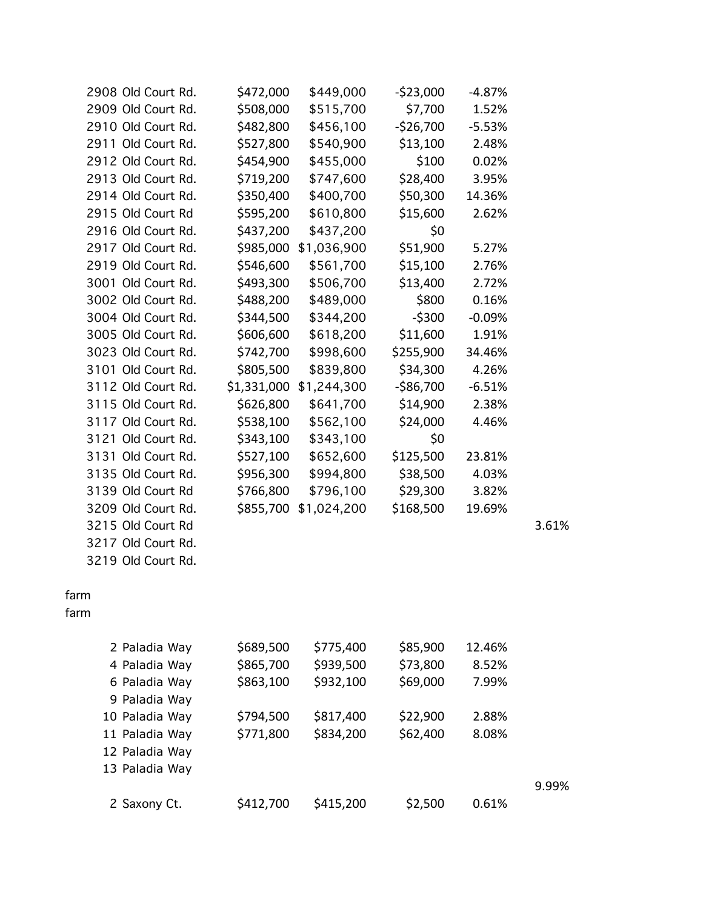| | | | | | |
|---|---|---|---|---|---|
| 2908 Old Court Rd. | $472,000 | $449,000 | -$23,000 | -4.87% | |
| 2909 Old Court Rd. | $508,000 | $515,700 | $7,700 | 1.52% | |
| 2910 Old Court Rd. | $482,800 | $456,100 | -$26,700 | -5.53% | |
| 2911 Old Court Rd. | $527,800 | $540,900 | $13,100 | 2.48% | |
| 2912 Old Court Rd. | $454,900 | $455,000 | $100 | 0.02% | |
| 2913 Old Court Rd. | $719,200 | $747,600 | $28,400 | 3.95% | |
| 2914 Old Court Rd. | $350,400 | $400,700 | $50,300 | 14.36% | |
| 2915 Old Court Rd | $595,200 | $610,800 | $15,600 | 2.62% | |
| 2916 Old Court Rd. | $437,200 | $437,200 | $0 | | |
| 2917 Old Court Rd. | $985,000 | $1,036,900 | $51,900 | 5.27% | |
| 2919 Old Court Rd. | $546,600 | $561,700 | $15,100 | 2.76% | |
| 3001 Old Court Rd. | $493,300 | $506,700 | $13,400 | 2.72% | |
| 3002 Old Court Rd. | $488,200 | $489,000 | $800 | 0.16% | |
| 3004 Old Court Rd. | $344,500 | $344,200 | -$300 | -0.09% | |
| 3005 Old Court Rd. | $606,600 | $618,200 | $11,600 | 1.91% | |
| 3023 Old Court Rd. | $742,700 | $998,600 | $255,900 | 34.46% | |
| 3101 Old Court Rd. | $805,500 | $839,800 | $34,300 | 4.26% | |
| 3112 Old Court Rd. | $1,331,000 | $1,244,300 | -$86,700 | -6.51% | |
| 3115 Old Court Rd. | $626,800 | $641,700 | $14,900 | 2.38% | |
| 3117 Old Court Rd. | $538,100 | $562,100 | $24,000 | 4.46% | |
| 3121 Old Court Rd. | $343,100 | $343,100 | $0 | | |
| 3131 Old Court Rd. | $527,100 | $652,600 | $125,500 | 23.81% | |
| 3135 Old Court Rd. | $956,300 | $994,800 | $38,500 | 4.03% | |
| 3139 Old Court Rd | $766,800 | $796,100 | $29,300 | 3.82% | |
| 3209 Old Court Rd. | $855,700 | $1,024,200 | $168,500 | 19.69% | |
| 3215 Old Court Rd | | | | | 3.61% |
| 3217 Old Court Rd. | | | | | |
| 3219 Old Court Rd. | | | | | |

farm
farm

| | | | | | |
|---|---|---|---|---|---|
| 2 Paladia Way | $689,500 | $775,400 | $85,900 | 12.46% | |
| 4 Paladia Way | $865,700 | $939,500 | $73,800 | 8.52% | |
| 6 Paladia Way | $863,100 | $932,100 | $69,000 | 7.99% | |
| 9 Paladia Way | | | | | |
| 10 Paladia Way | $794,500 | $817,400 | $22,900 | 2.88% | |
| 11 Paladia Way | $771,800 | $834,200 | $62,400 | 8.08% | |
| 12 Paladia Way | | | | | |
| 13 Paladia Way | | | | | |
| | | | | | 9.99% |
| 2 Saxony Ct. | $412,700 | $415,200 | $2,500 | 0.61% | |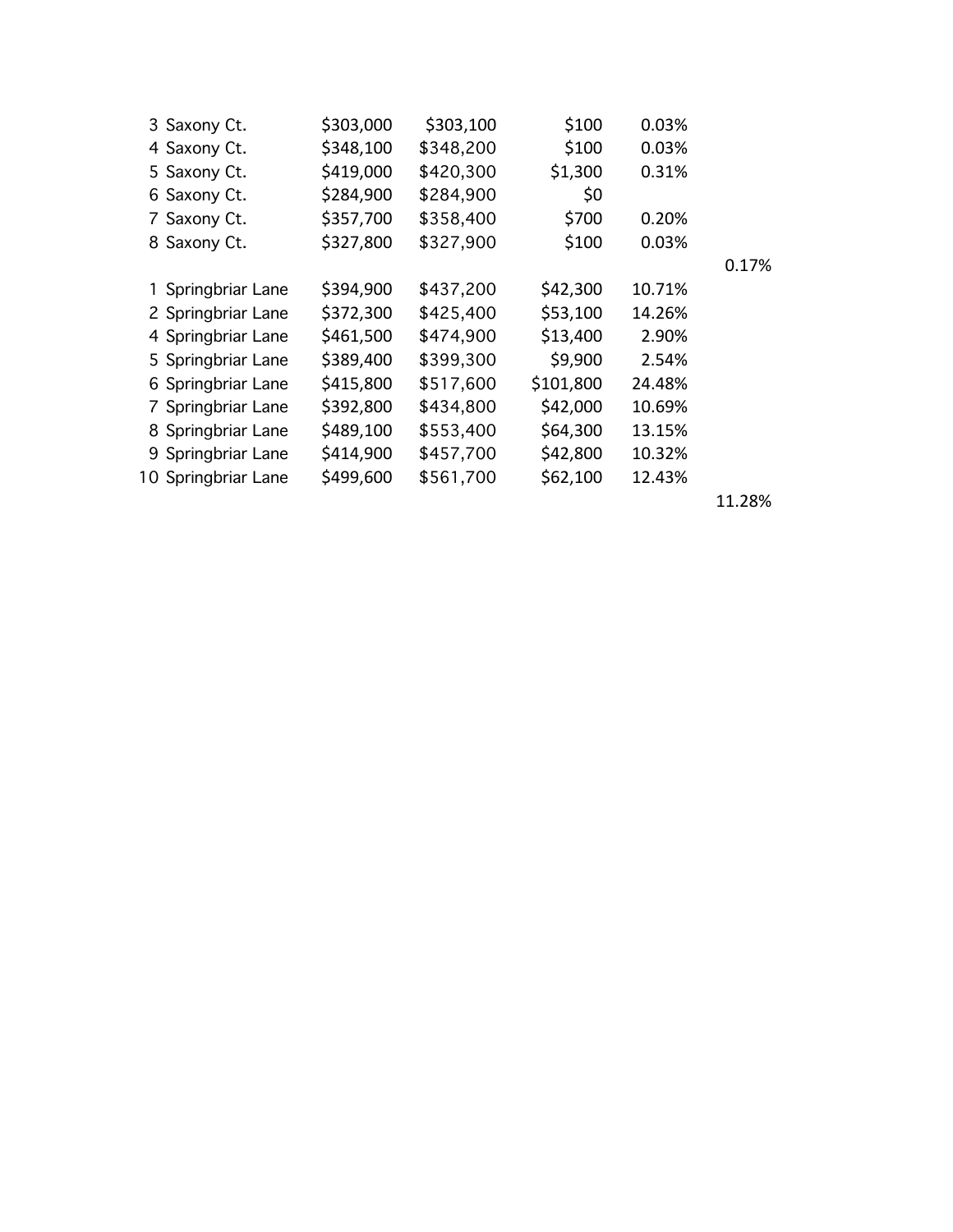| | | | | | |
|---|---|---|---|---|---|
| 3 Saxony Ct. | $303,000 | $303,100 | $100 | 0.03% | |
| 4 Saxony Ct. | $348,100 | $348,200 | $100 | 0.03% | |
| 5 Saxony Ct. | $419,000 | $420,300 | $1,300 | 0.31% | |
| 6 Saxony Ct. | $284,900 | $284,900 | $0 | | |
| 7 Saxony Ct. | $357,700 | $358,400 | $700 | 0.20% | |
| 8 Saxony Ct. | $327,800 | $327,900 | $100 | 0.03% | |
| | | | | | 0.17% |
| 1 Springbriar Lane | $394,900 | $437,200 | $42,300 | 10.71% | |
| 2 Springbriar Lane | $372,300 | $425,400 | $53,100 | 14.26% | |
| 4 Springbriar Lane | $461,500 | $474,900 | $13,400 | 2.90% | |
| 5 Springbriar Lane | $389,400 | $399,300 | $9,900 | 2.54% | |
| 6 Springbriar Lane | $415,800 | $517,600 | $101,800 | 24.48% | |
| 7 Springbriar Lane | $392,800 | $434,800 | $42,000 | 10.69% | |
| 8 Springbriar Lane | $489,100 | $553,400 | $64,300 | 13.15% | |
| 9 Springbriar Lane | $414,900 | $457,700 | $42,800 | 10.32% | |
| 10 Springbriar Lane | $499,600 | $561,700 | $62,100 | 12.43% | |
| | | | | | 11.28% |